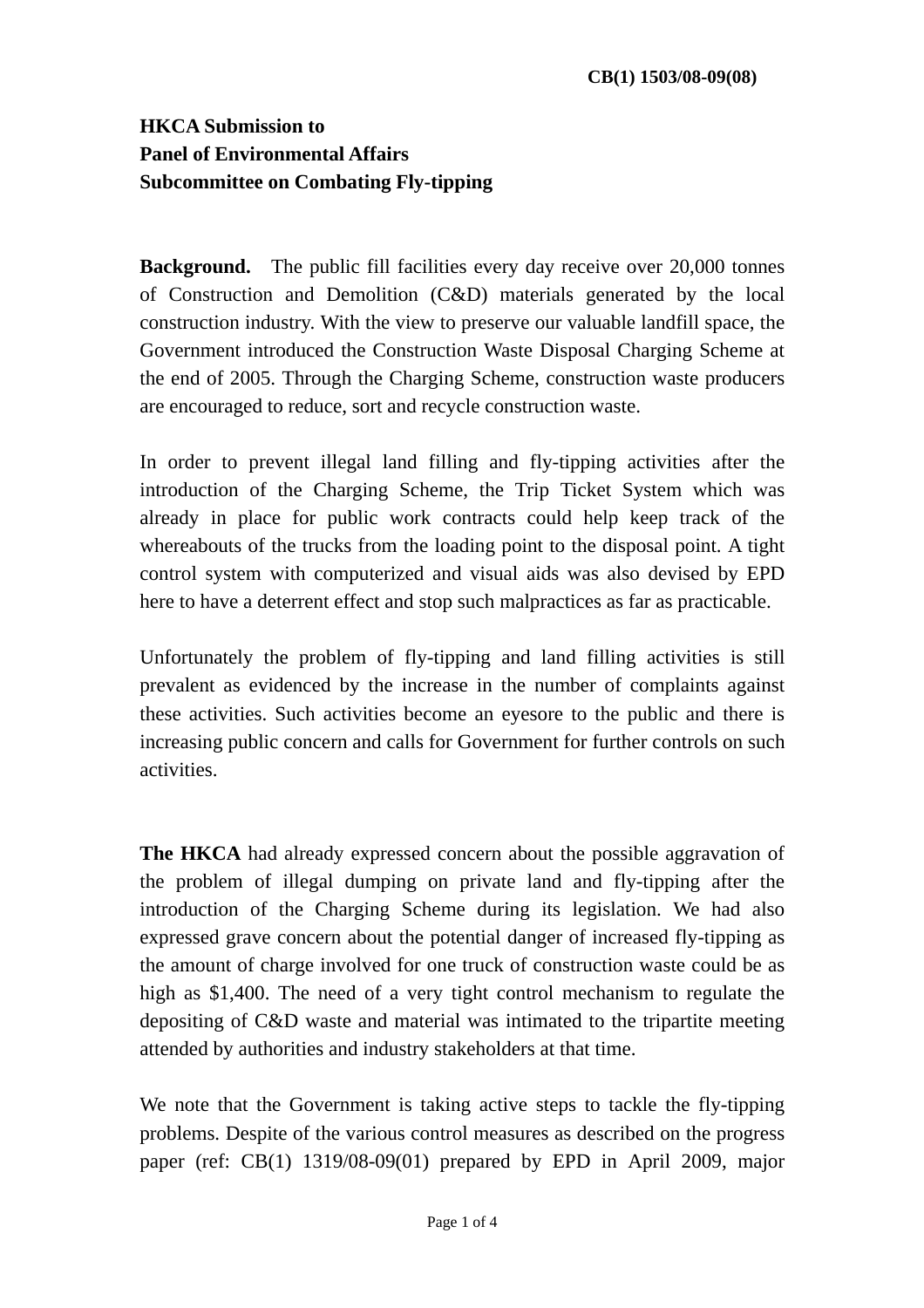**CB(1) 1503/08-09(08)**

**HKCA Submission to**
**Panel of Environmental Affairs**
**Subcommittee on Combating Fly-tipping**

**Background.** The public fill facilities every day receive over 20,000 tonnes of Construction and Demolition (C&D) materials generated by the local construction industry. With the view to preserve our valuable landfill space, the Government introduced the Construction Waste Disposal Charging Scheme at the end of 2005. Through the Charging Scheme, construction waste producers are encouraged to reduce, sort and recycle construction waste.

In order to prevent illegal land filling and fly-tipping activities after the introduction of the Charging Scheme, the Trip Ticket System which was already in place for public work contracts could help keep track of the whereabouts of the trucks from the loading point to the disposal point. A tight control system with computerized and visual aids was also devised by EPD here to have a deterrent effect and stop such malpractices as far as practicable.

Unfortunately the problem of fly-tipping and land filling activities is still prevalent as evidenced by the increase in the number of complaints against these activities. Such activities become an eyesore to the public and there is increasing public concern and calls for Government for further controls on such activities.

**The HKCA** had already expressed concern about the possible aggravation of the problem of illegal dumping on private land and fly-tipping after the introduction of the Charging Scheme during its legislation. We had also expressed grave concern about the potential danger of increased fly-tipping as the amount of charge involved for one truck of construction waste could be as high as $1,400. The need of a very tight control mechanism to regulate the depositing of C&D waste and material was intimated to the tripartite meeting attended by authorities and industry stakeholders at that time.

We note that the Government is taking active steps to tackle the fly-tipping problems. Despite of the various control measures as described on the progress paper (ref: CB(1) 1319/08-09(01) prepared by EPD in April 2009, major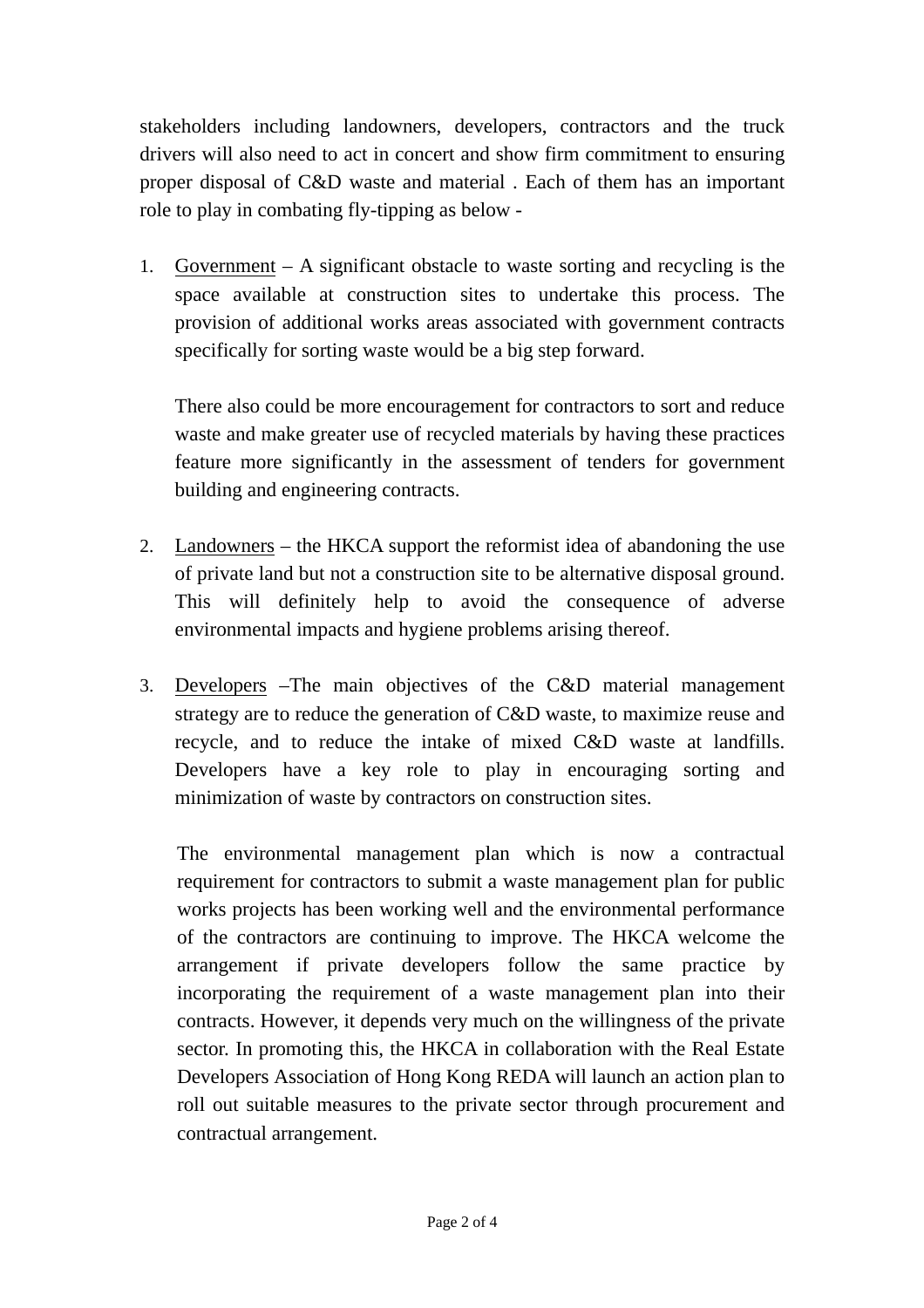stakeholders including landowners, developers, contractors and the truck drivers will also need to act in concert and show firm commitment to ensuring proper disposal of C&D waste and material . Each of them has an important role to play in combating fly-tipping as below -

1. <u>Government</u> – A significant obstacle to waste sorting and recycling is the space available at construction sites to undertake this process. The provision of additional works areas associated with government contracts specifically for sorting waste would be a big step forward.

   There also could be more encouragement for contractors to sort and reduce waste and make greater use of recycled materials by having these practices feature more significantly in the assessment of tenders for government building and engineering contracts.

2. <u>Landowners</u> – the HKCA support the reformist idea of abandoning the use of private land but not a construction site to be alternative disposal ground. This will definitely help to avoid the consequence of adverse environmental impacts and hygiene problems arising thereof.

3. <u>Developers</u> –The main objectives of the C&D material management strategy are to reduce the generation of C&D waste, to maximize reuse and recycle, and to reduce the intake of mixed C&D waste at landfills. Developers have a key role to play in encouraging sorting and minimization of waste by contractors on construction sites.

   The environmental management plan which is now a contractual requirement for contractors to submit a waste management plan for public works projects has been working well and the environmental performance of the contractors are continuing to improve. The HKCA welcome the arrangement if private developers follow the same practice by incorporating the requirement of a waste management plan into their contracts. However, it depends very much on the willingness of the private sector. In promoting this, the HKCA in collaboration with the Real Estate Developers Association of Hong Kong REDA will launch an action plan to roll out suitable measures to the private sector through procurement and contractual arrangement.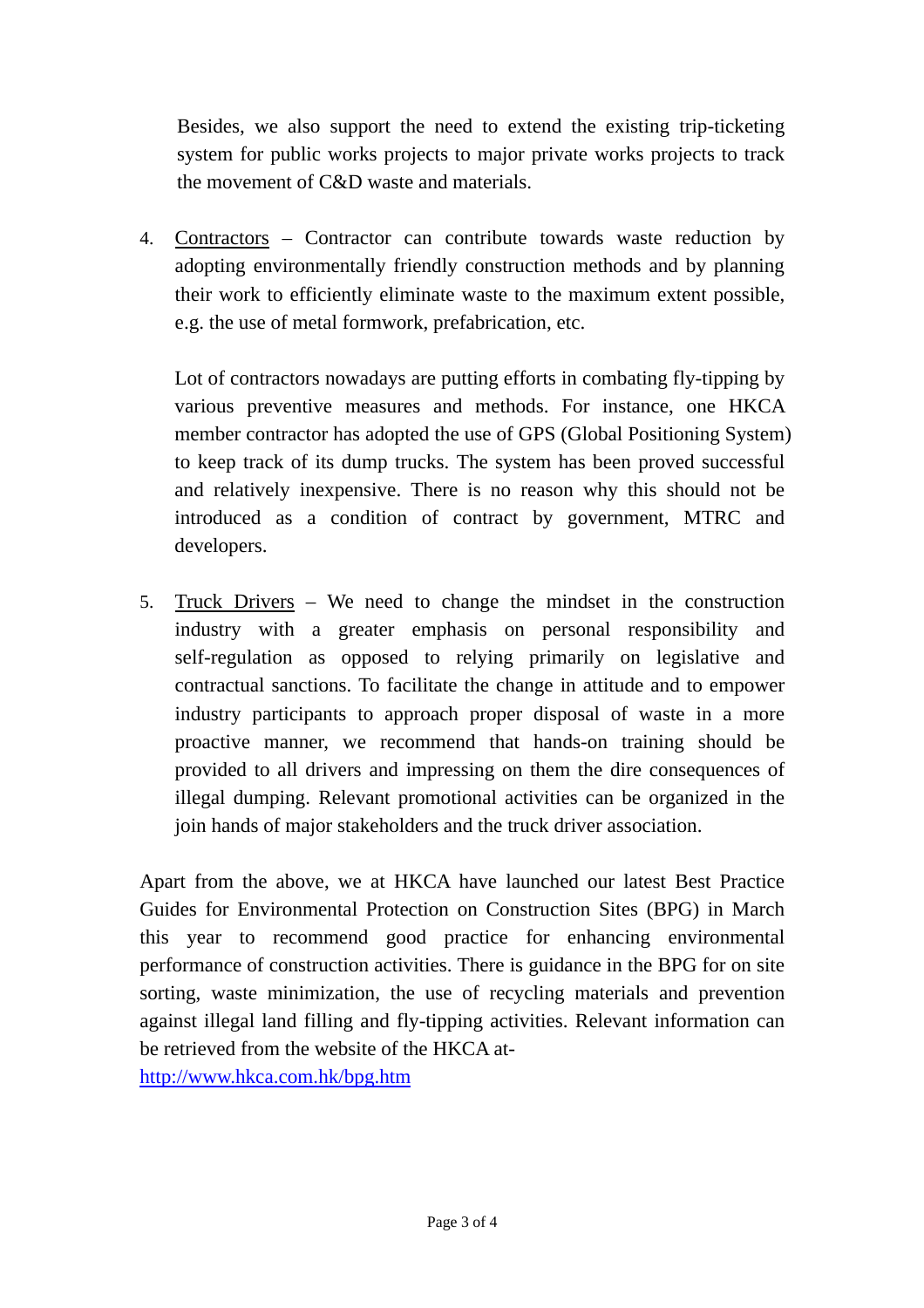Besides, we also support the need to extend the existing trip-ticketing system for public works projects to major private works projects to track the movement of C&D waste and materials.

4. Contractors – Contractor can contribute towards waste reduction by adopting environmentally friendly construction methods and by planning their work to efficiently eliminate waste to the maximum extent possible, e.g. the use of metal formwork, prefabrication, etc.

   Lot of contractors nowadays are putting efforts in combating fly-tipping by various preventive measures and methods. For instance, one HKCA member contractor has adopted the use of GPS (Global Positioning System) to keep track of its dump trucks. The system has been proved successful and relatively inexpensive. There is no reason why this should not be introduced as a condition of contract by government, MTRC and developers.

5. Truck Drivers – We need to change the mindset in the construction industry with a greater emphasis on personal responsibility and self-regulation as opposed to relying primarily on legislative and contractual sanctions. To facilitate the change in attitude and to empower industry participants to approach proper disposal of waste in a more proactive manner, we recommend that hands-on training should be provided to all drivers and impressing on them the dire consequences of illegal dumping. Relevant promotional activities can be organized in the join hands of major stakeholders and the truck driver association.

Apart from the above, we at HKCA have launched our latest Best Practice Guides for Environmental Protection on Construction Sites (BPG) in March this year to recommend good practice for enhancing environmental performance of construction activities. There is guidance in the BPG for on site sorting, waste minimization, the use of recycling materials and prevention against illegal land filling and fly-tipping activities. Relevant information can be retrieved from the website of the HKCA at-
http://www.hkca.com.hk/bpg.htm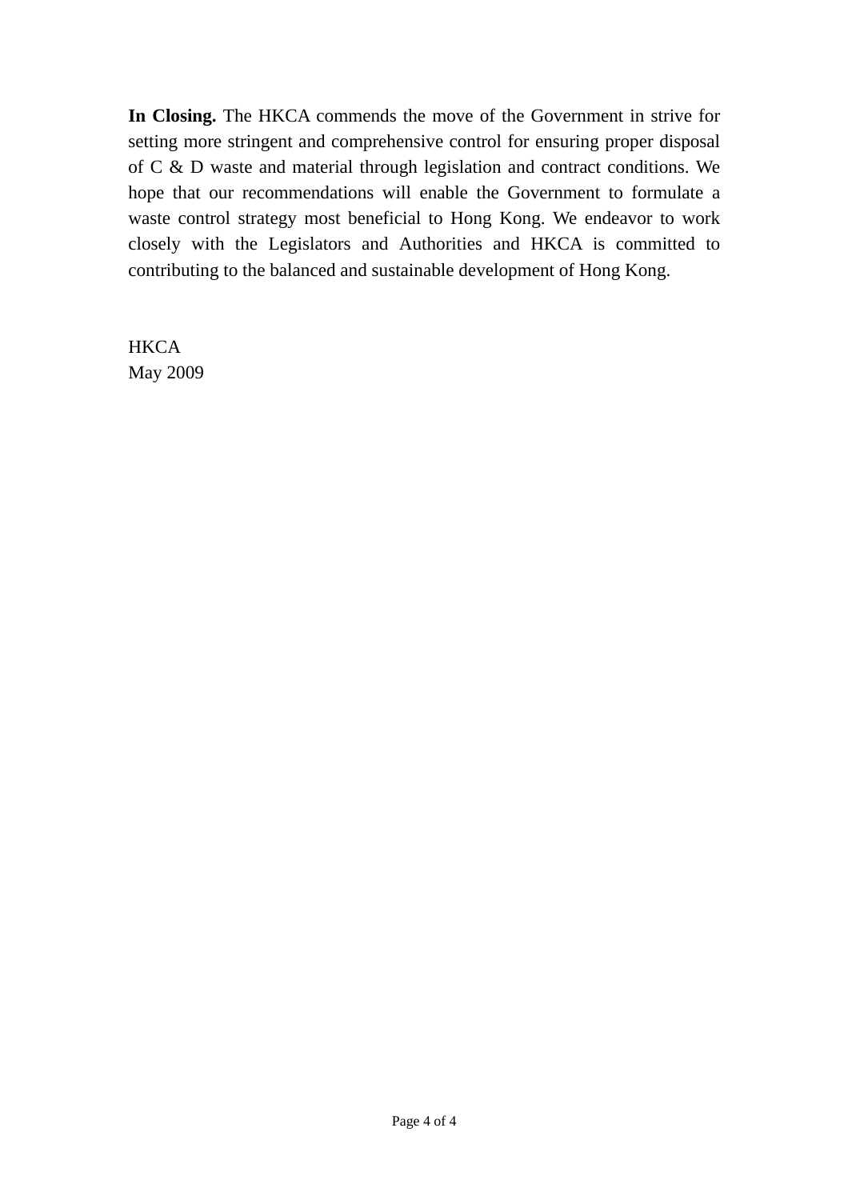**In Closing.** The HKCA commends the move of the Government in strive for setting more stringent and comprehensive control for ensuring proper disposal of C & D waste and material through legislation and contract conditions. We hope that our recommendations will enable the Government to formulate a waste control strategy most beneficial to Hong Kong. We endeavor to work closely with the Legislators and Authorities and HKCA is committed to contributing to the balanced and sustainable development of Hong Kong.

HKCA
May 2009